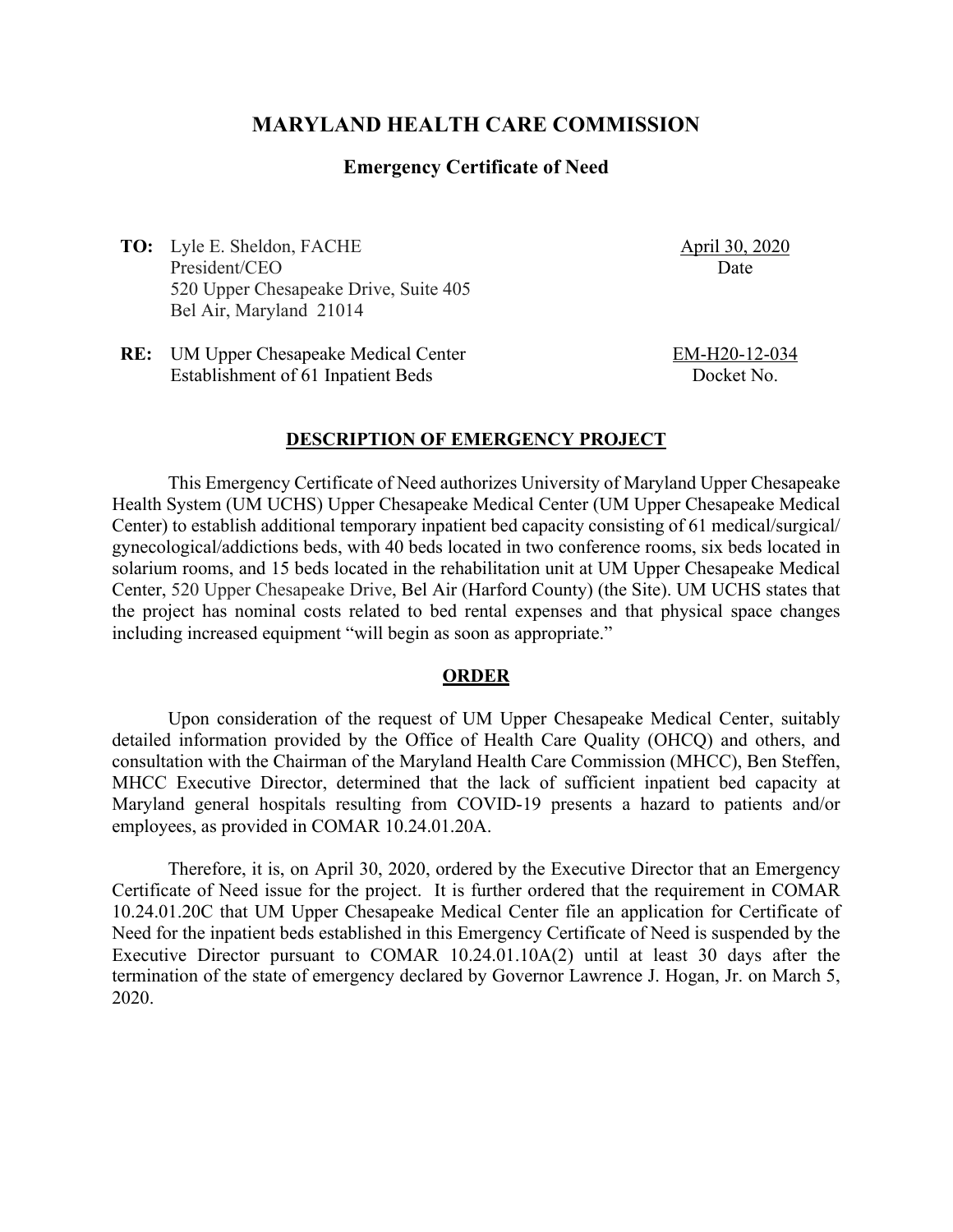# MARYLAND HEALTH CARE COMMISSION

## Emergency Certificate of Need

**TO:** Lyle E. Sheldon, FACHE
President/CEO
520 Upper Chesapeake Drive, Suite 405
Bel Air, Maryland 21014

April 30, 2020
Date

**RE:** UM Upper Chesapeake Medical Center
Establishment of 61 Inpatient Beds

EM-H20-12-034
Docket No.

### DESCRIPTION OF EMERGENCY PROJECT

This Emergency Certificate of Need authorizes University of Maryland Upper Chesapeake Health System (UM UCHS) Upper Chesapeake Medical Center (UM Upper Chesapeake Medical Center) to establish additional temporary inpatient bed capacity consisting of 61 medical/surgical/gynecological/addictions beds, with 40 beds located in two conference rooms, six beds located in solarium rooms, and 15 beds located in the rehabilitation unit at UM Upper Chesapeake Medical Center, 520 Upper Chesapeake Drive, Bel Air (Harford County) (the Site). UM UCHS states that the project has nominal costs related to bed rental expenses and that physical space changes including increased equipment "will begin as soon as appropriate."

### ORDER

Upon consideration of the request of UM Upper Chesapeake Medical Center, suitably detailed information provided by the Office of Health Care Quality (OHCQ) and others, and consultation with the Chairman of the Maryland Health Care Commission (MHCC), Ben Steffen, MHCC Executive Director, determined that the lack of sufficient inpatient bed capacity at Maryland general hospitals resulting from COVID-19 presents a hazard to patients and/or employees, as provided in COMAR 10.24.01.20A.

Therefore, it is, on April 30, 2020, ordered by the Executive Director that an Emergency Certificate of Need issue for the project. It is further ordered that the requirement in COMAR 10.24.01.20C that UM Upper Chesapeake Medical Center file an application for Certificate of Need for the inpatient beds established in this Emergency Certificate of Need is suspended by the Executive Director pursuant to COMAR 10.24.01.10A(2) until at least 30 days after the termination of the state of emergency declared by Governor Lawrence J. Hogan, Jr. on March 5, 2020.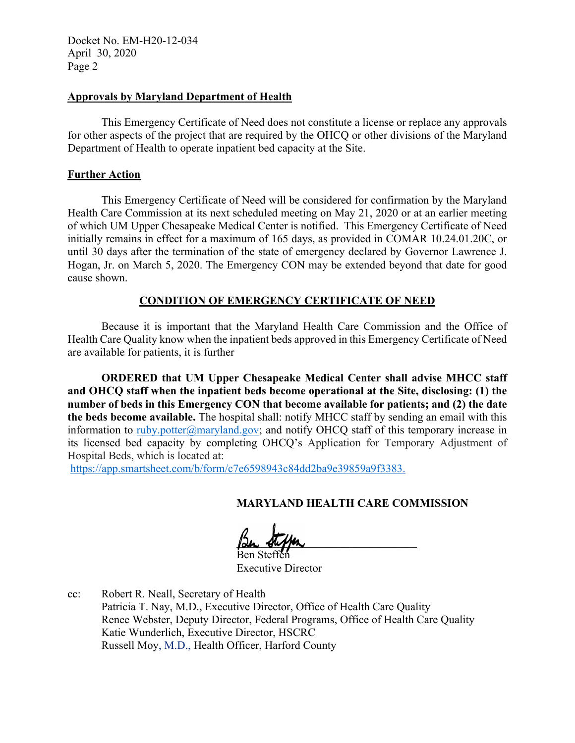**Approvals by Maryland Department of Health**

This Emergency Certificate of Need does not constitute a license or replace any approvals for other aspects of the project that are required by the OHCQ or other divisions of the Maryland Department of Health to operate inpatient bed capacity at the Site.

**Further Action**

This Emergency Certificate of Need will be considered for confirmation by the Maryland Health Care Commission at its next scheduled meeting on May 21, 2020 or at an earlier meeting of which UM Upper Chesapeake Medical Center is notified. This Emergency Certificate of Need initially remains in effect for a maximum of 165 days, as provided in COMAR 10.24.01.20C, or until 30 days after the termination of the state of emergency declared by Governor Lawrence J. Hogan, Jr. on March 5, 2020. The Emergency CON may be extended beyond that date for good cause shown.

## CONDITION OF EMERGENCY CERTIFICATE OF NEED

Because it is important that the Maryland Health Care Commission and the Office of Health Care Quality know when the inpatient beds approved in this Emergency Certificate of Need are available for patients, it is further

**ORDERED that UM Upper Chesapeake Medical Center shall advise MHCC staff and OHCQ staff when the inpatient beds become operational at the Site, disclosing: (1) the number of beds in this Emergency CON that become available for patients; and (2) the date the beds become available.** The hospital shall: notify MHCC staff by sending an email with this information to ruby.potter@maryland.gov; and notify OHCQ staff of this temporary increase in its licensed bed capacity by completing OHCQ's Application for Temporary Adjustment of Hospital Beds, which is located at: https://app.smartsheet.com/b/form/c7e6598943c84dd2ba9e39859a9f3383.

**MARYLAND HEALTH CARE COMMISSION**

Ben Steffen
Executive Director

cc: Robert R. Neall, Secretary of Health
Patricia T. Nay, M.D., Executive Director, Office of Health Care Quality
Renee Webster, Deputy Director, Federal Programs, Office of Health Care Quality
Katie Wunderlich, Executive Director, HSCRC
Russell Moy, M.D., Health Officer, Harford County